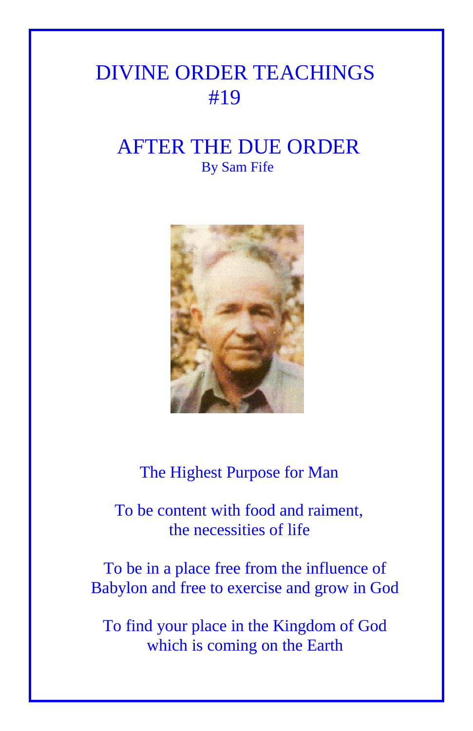# DIVINE ORDER TEACHINGS
# #19

## AFTER THE DUE ORDER

By Sam Fife

The Highest Purpose for Man

To be content with food and raiment, the necessities of life

To be in a place free from the influence of Babylon and free to exercise and grow in God

To find your place in the Kingdom of God which is coming on the Earth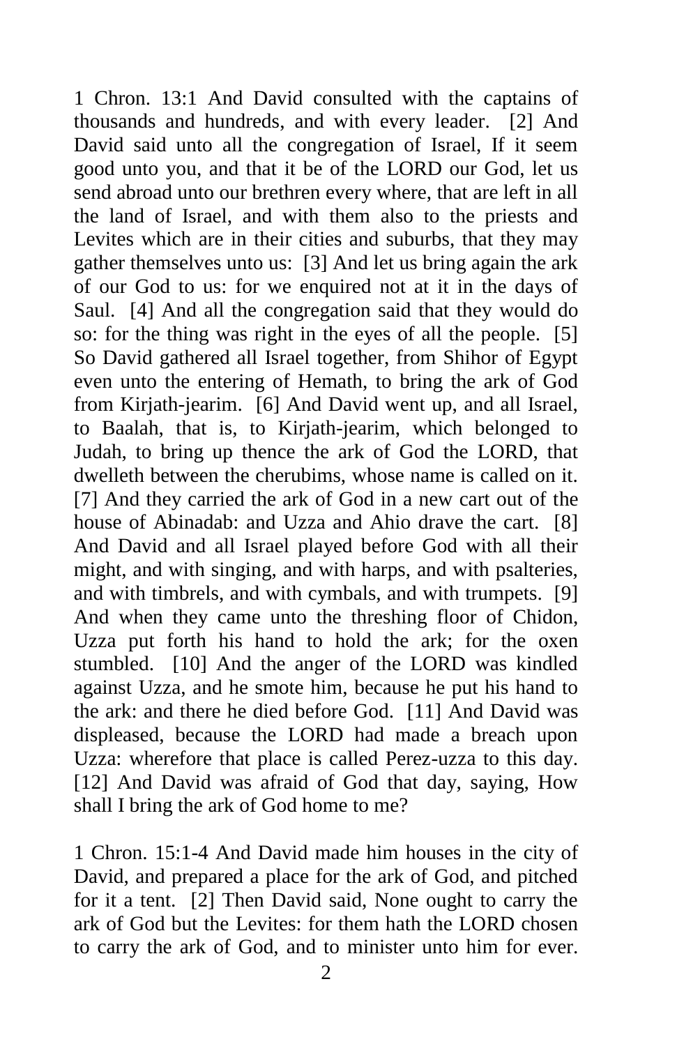1 Chron. 13:1 And David consulted with the captains of thousands and hundreds, and with every leader. [2] And David said unto all the congregation of Israel, If it seem good unto you, and that it be of the LORD our God, let us send abroad unto our brethren every where, that are left in all the land of Israel, and with them also to the priests and Levites which are in their cities and suburbs, that they may gather themselves unto us: [3] And let us bring again the ark of our God to us: for we enquired not at it in the days of Saul. [4] And all the congregation said that they would do so: for the thing was right in the eyes of all the people. [5] So David gathered all Israel together, from Shihor of Egypt even unto the entering of Hemath, to bring the ark of God from Kirjath-jearim. [6] And David went up, and all Israel, to Baalah, that is, to Kirjath-jearim, which belonged to Judah, to bring up thence the ark of God the LORD, that dwelleth between the cherubims, whose name is called on it. [7] And they carried the ark of God in a new cart out of the house of Abinadab: and Uzza and Ahio drave the cart. [8] And David and all Israel played before God with all their might, and with singing, and with harps, and with psalteries, and with timbrels, and with cymbals, and with trumpets. [9] And when they came unto the threshing floor of Chidon, Uzza put forth his hand to hold the ark; for the oxen stumbled. [10] And the anger of the LORD was kindled against Uzza, and he smote him, because he put his hand to the ark: and there he died before God. [11] And David was displeased, because the LORD had made a breach upon Uzza: wherefore that place is called Perez-uzza to this day. [12] And David was afraid of God that day, saying, How shall I bring the ark of God home to me?

1 Chron. 15:1-4 And David made him houses in the city of David, and prepared a place for the ark of God, and pitched for it a tent. [2] Then David said, None ought to carry the ark of God but the Levites: for them hath the LORD chosen to carry the ark of God, and to minister unto him for ever.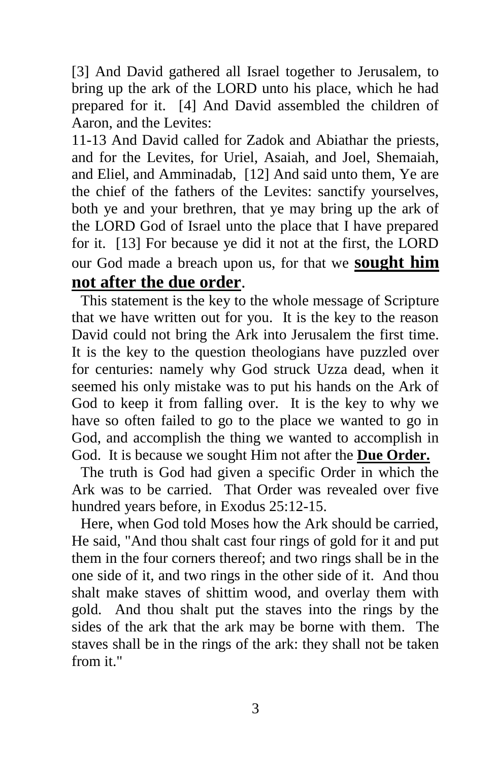[3] And David gathered all Israel together to Jerusalem, to bring up the ark of the LORD unto his place, which he had prepared for it. [4] And David assembled the children of Aaron, and the Levites:

11-13 And David called for Zadok and Abiathar the priests, and for the Levites, for Uriel, Asaiah, and Joel, Shemaiah, and Eliel, and Amminadab, [12] And said unto them, Ye are the chief of the fathers of the Levites: sanctify yourselves, both ye and your brethren, that ye may bring up the ark of the LORD God of Israel unto the place that I have prepared for it. [13] For because ye did it not at the first, the LORD our God made a breach upon us, for that we **sought him not after the due order**.

This statement is the key to the whole message of Scripture that we have written out for you. It is the key to the reason David could not bring the Ark into Jerusalem the first time. It is the key to the question theologians have puzzled over for centuries: namely why God struck Uzza dead, when it seemed his only mistake was to put his hands on the Ark of God to keep it from falling over. It is the key to why we have so often failed to go to the place we wanted to go in God, and accomplish the thing we wanted to accomplish in God. It is because we sought Him not after the **Due Order.**

The truth is God had given a specific Order in which the Ark was to be carried. That Order was revealed over five hundred years before, in Exodus 25:12-15.

Here, when God told Moses how the Ark should be carried, He said, "And thou shalt cast four rings of gold for it and put them in the four corners thereof; and two rings shall be in the one side of it, and two rings in the other side of it. And thou shalt make staves of shittim wood, and overlay them with gold. And thou shalt put the staves into the rings by the sides of the ark that the ark may be borne with them. The staves shall be in the rings of the ark: they shall not be taken from it."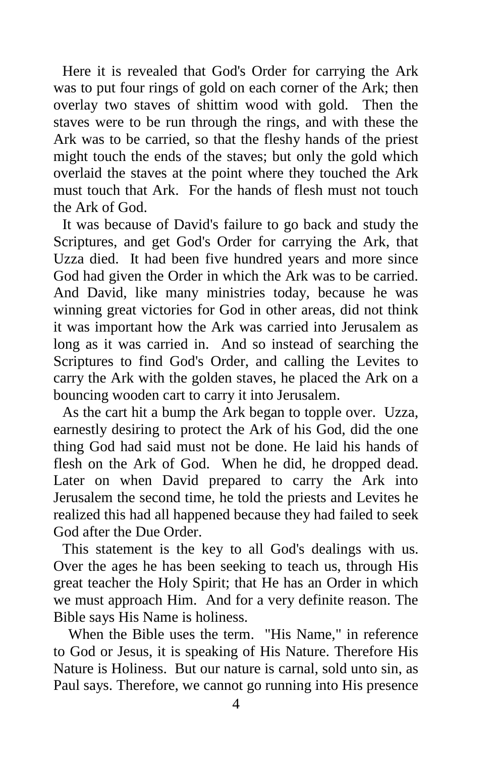Here it is revealed that God's Order for carrying the Ark was to put four rings of gold on each corner of the Ark; then overlay two staves of shittim wood with gold. Then the staves were to be run through the rings, and with these the Ark was to be carried, so that the fleshy hands of the priest might touch the ends of the staves; but only the gold which overlaid the staves at the point where they touched the Ark must touch that Ark. For the hands of flesh must not touch the Ark of God.

It was because of David's failure to go back and study the Scriptures, and get God's Order for carrying the Ark, that Uzza died. It had been five hundred years and more since God had given the Order in which the Ark was to be carried. And David, like many ministries today, because he was winning great victories for God in other areas, did not think it was important how the Ark was carried into Jerusalem as long as it was carried in. And so instead of searching the Scriptures to find God's Order, and calling the Levites to carry the Ark with the golden staves, he placed the Ark on a bouncing wooden cart to carry it into Jerusalem.

As the cart hit a bump the Ark began to topple over. Uzza, earnestly desiring to protect the Ark of his God, did the one thing God had said must not be done. He laid his hands of flesh on the Ark of God. When he did, he dropped dead. Later on when David prepared to carry the Ark into Jerusalem the second time, he told the priests and Levites he realized this had all happened because they had failed to seek God after the Due Order.

This statement is the key to all God's dealings with us. Over the ages he has been seeking to teach us, through His great teacher the Holy Spirit; that He has an Order in which we must approach Him. And for a very definite reason. The Bible says His Name is holiness.

When the Bible uses the term. "His Name," in reference to God or Jesus, it is speaking of His Nature. Therefore His Nature is Holiness. But our nature is carnal, sold unto sin, as Paul says. Therefore, we cannot go running into His presence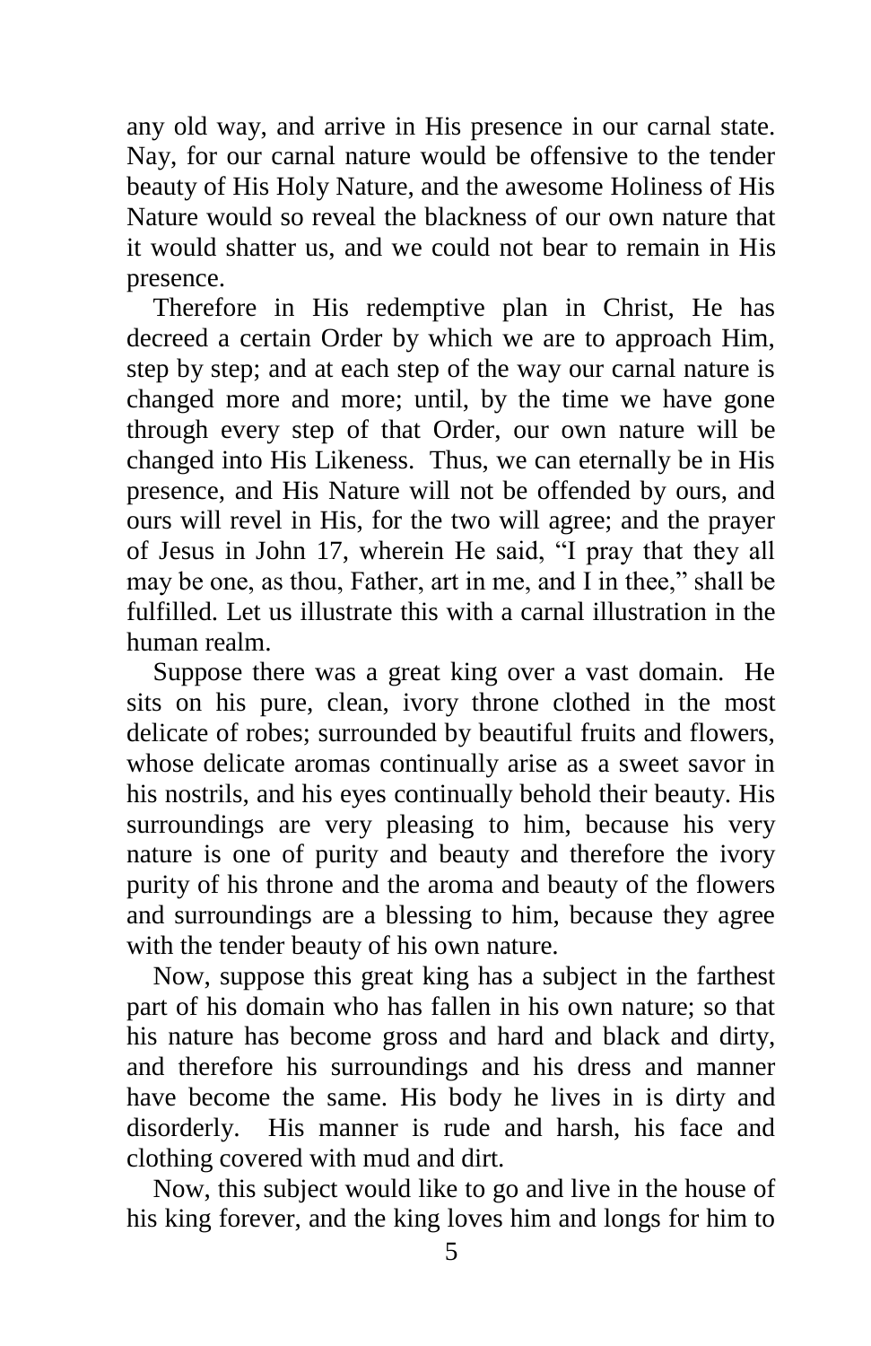any old way, and arrive in His presence in our carnal state. Nay, for our carnal nature would be offensive to the tender beauty of His Holy Nature, and the awesome Holiness of His Nature would so reveal the blackness of our own nature that it would shatter us, and we could not bear to remain in His presence.

Therefore in His redemptive plan in Christ, He has decreed a certain Order by which we are to approach Him, step by step; and at each step of the way our carnal nature is changed more and more; until, by the time we have gone through every step of that Order, our own nature will be changed into His Likeness. Thus, we can eternally be in His presence, and His Nature will not be offended by ours, and ours will revel in His, for the two will agree; and the prayer of Jesus in John 17, wherein He said, "I pray that they all may be one, as thou, Father, art in me, and I in thee," shall be fulfilled. Let us illustrate this with a carnal illustration in the human realm.

Suppose there was a great king over a vast domain. He sits on his pure, clean, ivory throne clothed in the most delicate of robes; surrounded by beautiful fruits and flowers, whose delicate aromas continually arise as a sweet savor in his nostrils, and his eyes continually behold their beauty. His surroundings are very pleasing to him, because his very nature is one of purity and beauty and therefore the ivory purity of his throne and the aroma and beauty of the flowers and surroundings are a blessing to him, because they agree with the tender beauty of his own nature.

Now, suppose this great king has a subject in the farthest part of his domain who has fallen in his own nature; so that his nature has become gross and hard and black and dirty, and therefore his surroundings and his dress and manner have become the same. His body he lives in is dirty and disorderly. His manner is rude and harsh, his face and clothing covered with mud and dirt.

Now, this subject would like to go and live in the house of his king forever, and the king loves him and longs for him to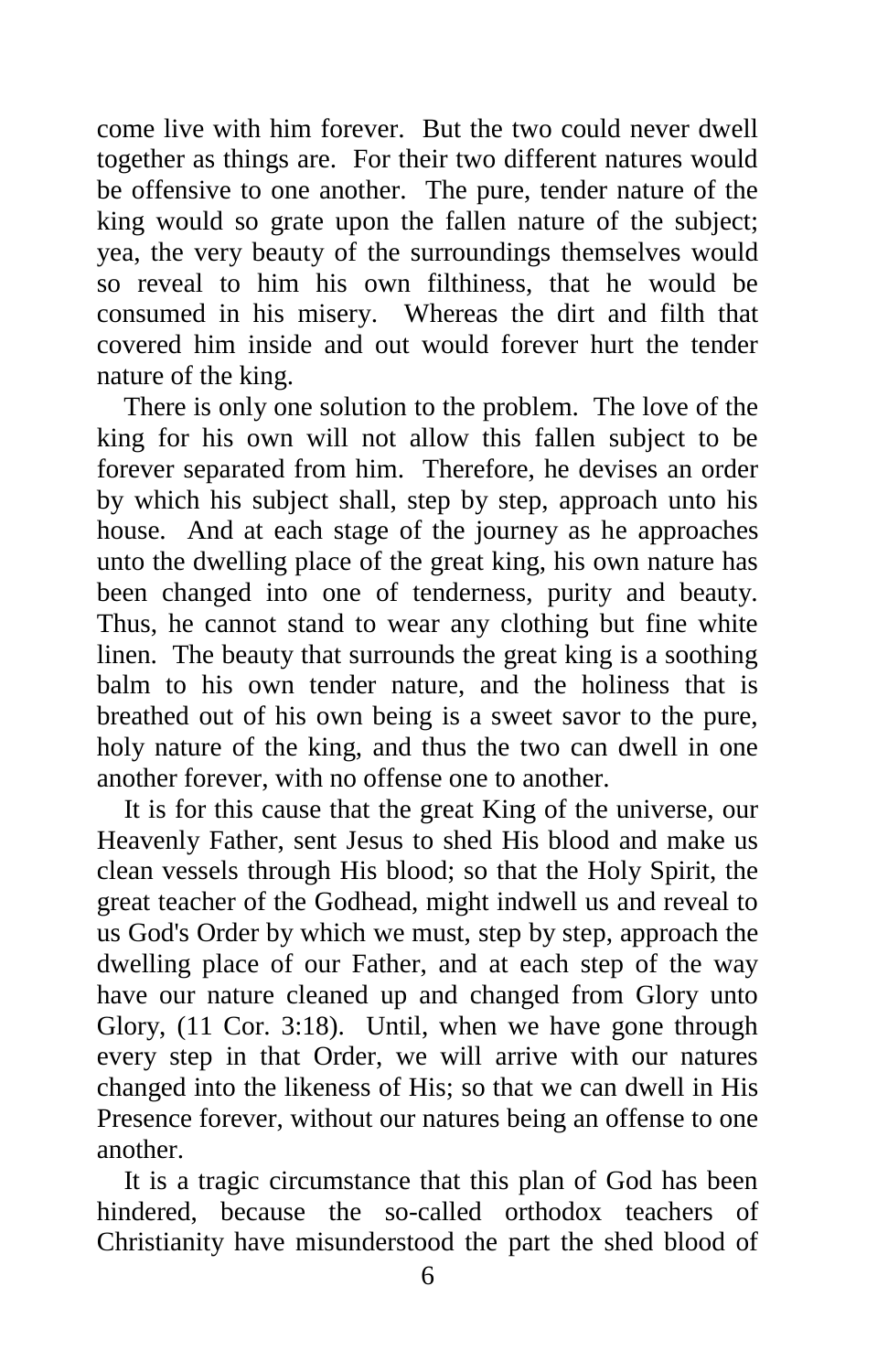come live with him forever. But the two could never dwell together as things are. For their two different natures would be offensive to one another. The pure, tender nature of the king would so grate upon the fallen nature of the subject; yea, the very beauty of the surroundings themselves would so reveal to him his own filthiness, that he would be consumed in his misery. Whereas the dirt and filth that covered him inside and out would forever hurt the tender nature of the king.

There is only one solution to the problem. The love of the king for his own will not allow this fallen subject to be forever separated from him. Therefore, he devises an order by which his subject shall, step by step, approach unto his house. And at each stage of the journey as he approaches unto the dwelling place of the great king, his own nature has been changed into one of tenderness, purity and beauty. Thus, he cannot stand to wear any clothing but fine white linen. The beauty that surrounds the great king is a soothing balm to his own tender nature, and the holiness that is breathed out of his own being is a sweet savor to the pure, holy nature of the king, and thus the two can dwell in one another forever, with no offense one to another.

It is for this cause that the great King of the universe, our Heavenly Father, sent Jesus to shed His blood and make us clean vessels through His blood; so that the Holy Spirit, the great teacher of the Godhead, might indwell us and reveal to us God's Order by which we must, step by step, approach the dwelling place of our Father, and at each step of the way have our nature cleaned up and changed from Glory unto Glory, (11 Cor. 3:18). Until, when we have gone through every step in that Order, we will arrive with our natures changed into the likeness of His; so that we can dwell in His Presence forever, without our natures being an offense to one another.

It is a tragic circumstance that this plan of God has been hindered, because the so-called orthodox teachers of Christianity have misunderstood the part the shed blood of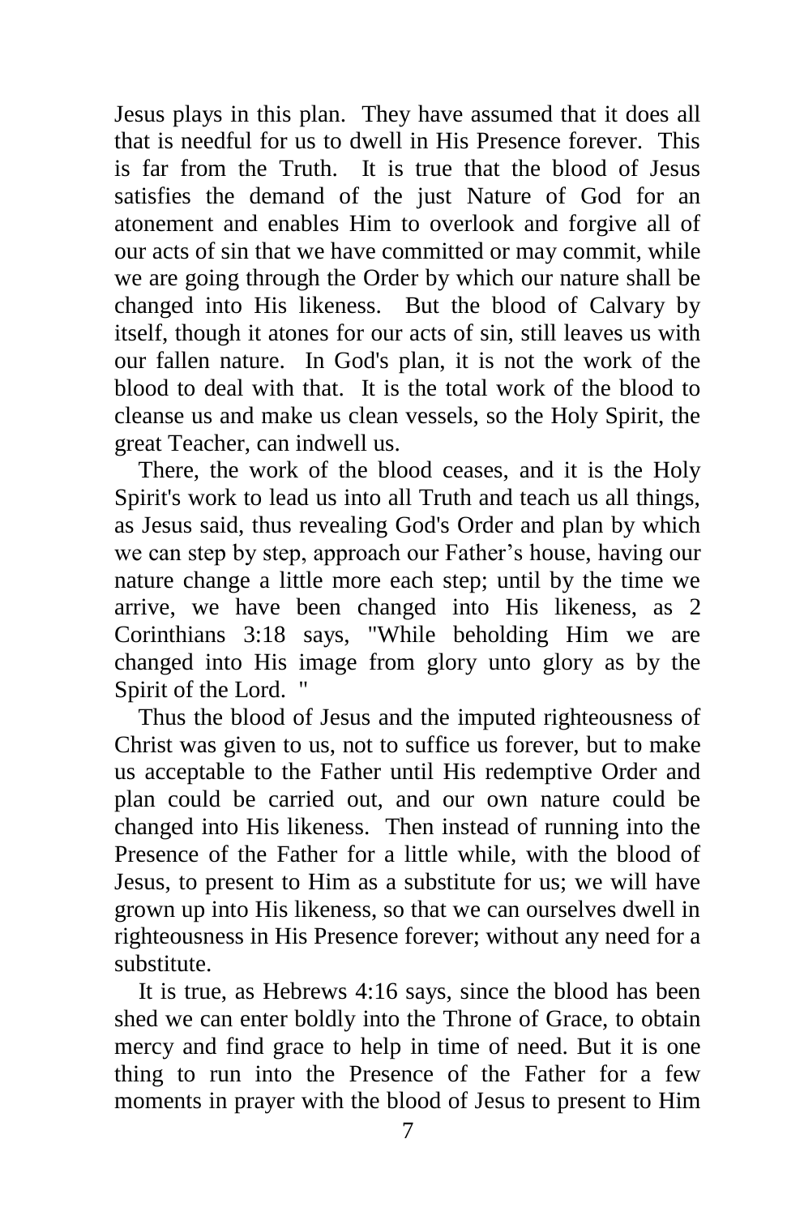Jesus plays in this plan. They have assumed that it does all that is needful for us to dwell in His Presence forever. This is far from the Truth. It is true that the blood of Jesus satisfies the demand of the just Nature of God for an atonement and enables Him to overlook and forgive all of our acts of sin that we have committed or may commit, while we are going through the Order by which our nature shall be changed into His likeness. But the blood of Calvary by itself, though it atones for our acts of sin, still leaves us with our fallen nature. In God's plan, it is not the work of the blood to deal with that. It is the total work of the blood to cleanse us and make us clean vessels, so the Holy Spirit, the great Teacher, can indwell us.

There, the work of the blood ceases, and it is the Holy Spirit's work to lead us into all Truth and teach us all things, as Jesus said, thus revealing God's Order and plan by which we can step by step, approach our Father's house, having our nature change a little more each step; until by the time we arrive, we have been changed into His likeness, as 2 Corinthians 3:18 says, "While beholding Him we are changed into His image from glory unto glory as by the Spirit of the Lord. "

Thus the blood of Jesus and the imputed righteousness of Christ was given to us, not to suffice us forever, but to make us acceptable to the Father until His redemptive Order and plan could be carried out, and our own nature could be changed into His likeness. Then instead of running into the Presence of the Father for a little while, with the blood of Jesus, to present to Him as a substitute for us; we will have grown up into His likeness, so that we can ourselves dwell in righteousness in His Presence forever; without any need for a substitute.

It is true, as Hebrews 4:16 says, since the blood has been shed we can enter boldly into the Throne of Grace, to obtain mercy and find grace to help in time of need. But it is one thing to run into the Presence of the Father for a few moments in prayer with the blood of Jesus to present to Him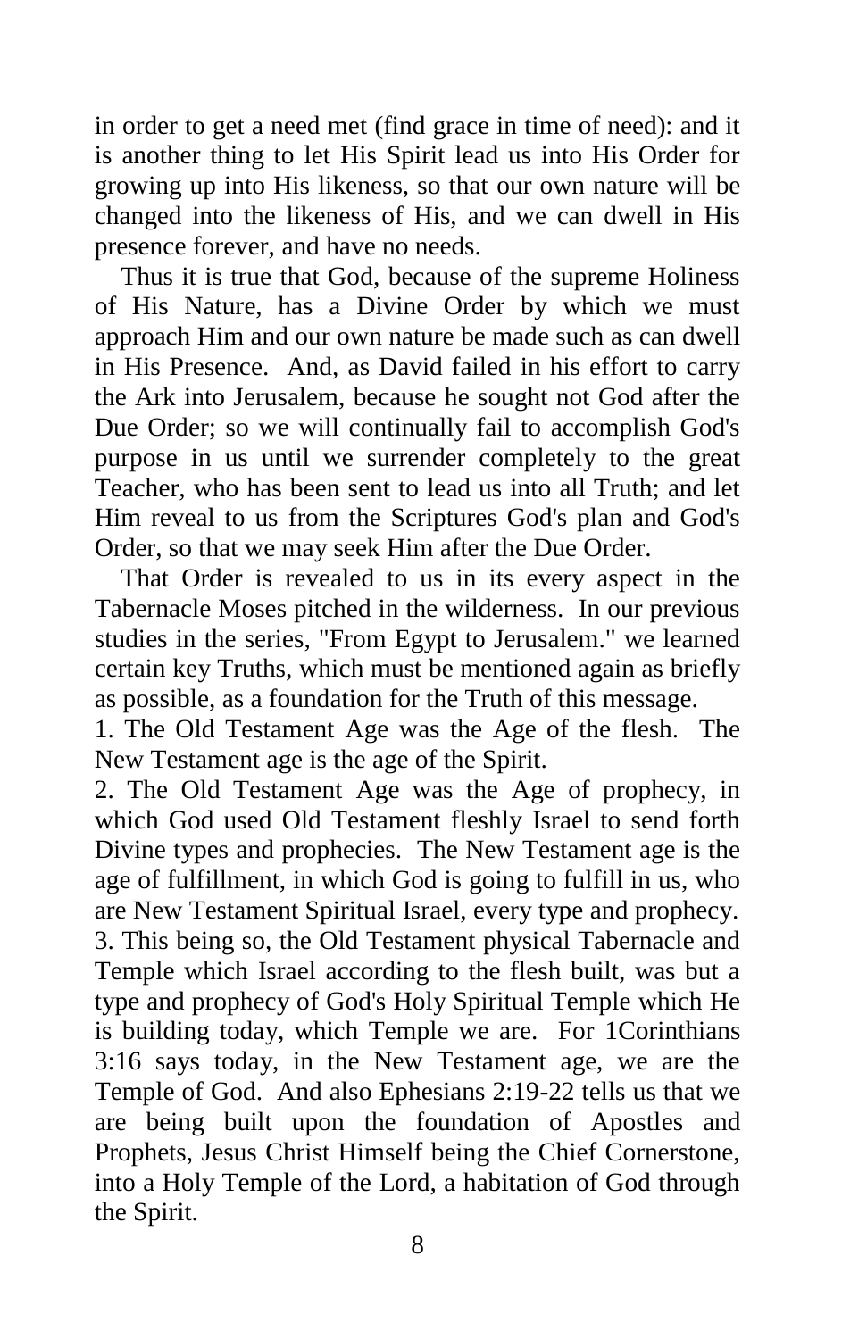in order to get a need met (find grace in time of need): and it is another thing to let His Spirit lead us into His Order for growing up into His likeness, so that our own nature will be changed into the likeness of His, and we can dwell in His presence forever, and have no needs.

Thus it is true that God, because of the supreme Holiness of His Nature, has a Divine Order by which we must approach Him and our own nature be made such as can dwell in His Presence. And, as David failed in his effort to carry the Ark into Jerusalem, because he sought not God after the Due Order; so we will continually fail to accomplish God's purpose in us until we surrender completely to the great Teacher, who has been sent to lead us into all Truth; and let Him reveal to us from the Scriptures God's plan and God's Order, so that we may seek Him after the Due Order.

That Order is revealed to us in its every aspect in the Tabernacle Moses pitched in the wilderness. In our previous studies in the series, "From Egypt to Jerusalem." we learned certain key Truths, which must be mentioned again as briefly as possible, as a foundation for the Truth of this message.

1. The Old Testament Age was the Age of the flesh. The New Testament age is the age of the Spirit.
2. The Old Testament Age was the Age of prophecy, in which God used Old Testament fleshly Israel to send forth Divine types and prophecies. The New Testament age is the age of fulfillment, in which God is going to fulfill in us, who are New Testament Spiritual Israel, every type and prophecy.
3. This being so, the Old Testament physical Tabernacle and Temple which Israel according to the flesh built, was but a type and prophecy of God's Holy Spiritual Temple which He is building today, which Temple we are. For 1Corinthians 3:16 says today, in the New Testament age, we are the Temple of God. And also Ephesians 2:19-22 tells us that we are being built upon the foundation of Apostles and Prophets, Jesus Christ Himself being the Chief Cornerstone, into a Holy Temple of the Lord, a habitation of God through the Spirit.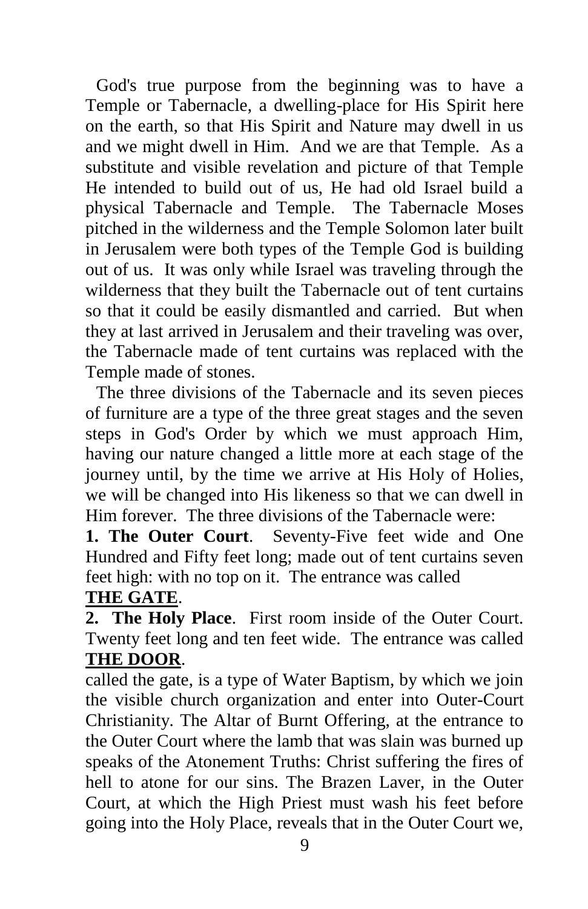God's true purpose from the beginning was to have a Temple or Tabernacle, a dwelling-place for His Spirit here on the earth, so that His Spirit and Nature may dwell in us and we might dwell in Him. And we are that Temple. As a substitute and visible revelation and picture of that Temple He intended to build out of us, He had old Israel build a physical Tabernacle and Temple. The Tabernacle Moses pitched in the wilderness and the Temple Solomon later built in Jerusalem were both types of the Temple God is building out of us. It was only while Israel was traveling through the wilderness that they built the Tabernacle out of tent curtains so that it could be easily dismantled and carried. But when they at last arrived in Jerusalem and their traveling was over, the Tabernacle made of tent curtains was replaced with the Temple made of stones.

The three divisions of the Tabernacle and its seven pieces of furniture are a type of the three great stages and the seven steps in God's Order by which we must approach Him, having our nature changed a little more at each stage of the journey until, by the time we arrive at His Holy of Holies, we will be changed into His likeness so that we can dwell in Him forever. The three divisions of the Tabernacle were:

**1. The Outer Court**. Seventy-Five feet wide and One Hundred and Fifty feet long; made out of tent curtains seven feet high: with no top on it. The entrance was called **THE GATE**.

**2. The Holy Place**. First room inside of the Outer Court. Twenty feet long and ten feet wide. The entrance was called **THE DOOR**.

called the gate, is a type of Water Baptism, by which we join the visible church organization and enter into Outer-Court Christianity. The Altar of Burnt Offering, at the entrance to the Outer Court where the lamb that was slain was burned up speaks of the Atonement Truths: Christ suffering the fires of hell to atone for our sins. The Brazen Laver, in the Outer Court, at which the High Priest must wash his feet before going into the Holy Place, reveals that in the Outer Court we,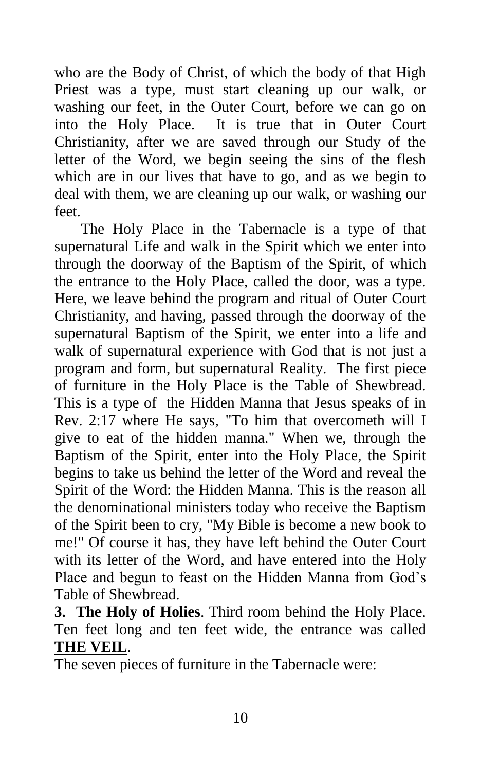who are the Body of Christ, of which the body of that High Priest was a type, must start cleaning up our walk, or washing our feet, in the Outer Court, before we can go on into the Holy Place. It is true that in Outer Court Christianity, after we are saved through our Study of the letter of the Word, we begin seeing the sins of the flesh which are in our lives that have to go, and as we begin to deal with them, we are cleaning up our walk, or washing our feet.

The Holy Place in the Tabernacle is a type of that supernatural Life and walk in the Spirit which we enter into through the doorway of the Baptism of the Spirit, of which the entrance to the Holy Place, called the door, was a type. Here, we leave behind the program and ritual of Outer Court Christianity, and having, passed through the doorway of the supernatural Baptism of the Spirit, we enter into a life and walk of supernatural experience with God that is not just a program and form, but supernatural Reality. The first piece of furniture in the Holy Place is the Table of Shewbread. This is a type of the Hidden Manna that Jesus speaks of in Rev. 2:17 where He says, "To him that overcometh will I give to eat of the hidden manna." When we, through the Baptism of the Spirit, enter into the Holy Place, the Spirit begins to take us behind the letter of the Word and reveal the Spirit of the Word: the Hidden Manna. This is the reason all the denominational ministers today who receive the Baptism of the Spirit been to cry, "My Bible is become a new book to me!" Of course it has, they have left behind the Outer Court with its letter of the Word, and have entered into the Holy Place and begun to feast on the Hidden Manna from God's Table of Shewbread.

**3. The Holy of Holies**. Third room behind the Holy Place. Ten feet long and ten feet wide, the entrance was called **THE VEIL**.

The seven pieces of furniture in the Tabernacle were: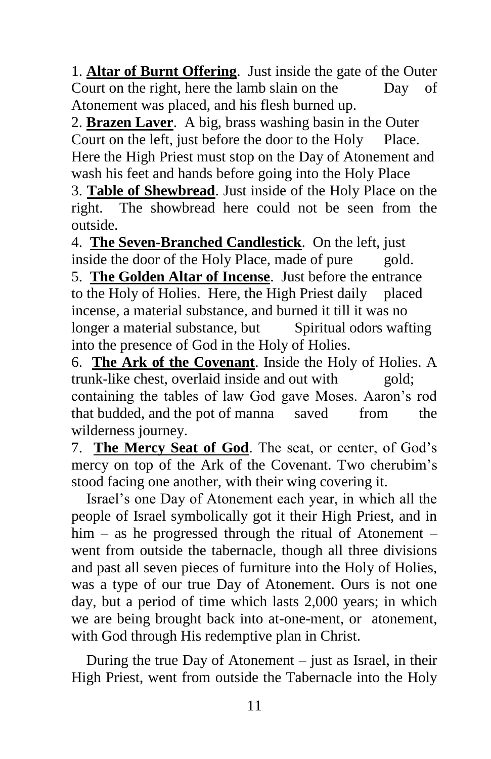1. **Altar of Burnt Offering**. Just inside the gate of the Outer Court on the right, here the lamb slain on the Day of Atonement was placed, and his flesh burned up.

2. **Brazen Laver**. A big, brass washing basin in the Outer Court on the left, just before the door to the Holy Place. Here the High Priest must stop on the Day of Atonement and wash his feet and hands before going into the Holy Place

3. **Table of Shewbread**. Just inside of the Holy Place on the right. The showbread here could not be seen from the outside.

4. **The Seven-Branched Candlestick**. On the left, just inside the door of the Holy Place, made of pure gold.

5. **The Golden Altar of Incense**. Just before the entrance to the Holy of Holies. Here, the High Priest daily placed incense, a material substance, and burned it till it was no longer a material substance, but Spiritual odors wafting into the presence of God in the Holy of Holies.

6. **The Ark of the Covenant**. Inside the Holy of Holies. A trunk-like chest, overlaid inside and out with gold; containing the tables of law God gave Moses. Aaron's rod that budded, and the pot of manna saved from the wilderness journey.

7. **The Mercy Seat of God**. The seat, or center, of God's mercy on top of the Ark of the Covenant. Two cherubim's stood facing one another, with their wing covering it.

Israel's one Day of Atonement each year, in which all the people of Israel symbolically got it their High Priest, and in him – as he progressed through the ritual of Atonement – went from outside the tabernacle, though all three divisions and past all seven pieces of furniture into the Holy of Holies, was a type of our true Day of Atonement. Ours is not one day, but a period of time which lasts 2,000 years; in which we are being brought back into at-one-ment, or atonement, with God through His redemptive plan in Christ.

During the true Day of Atonement – just as Israel, in their High Priest, went from outside the Tabernacle into the Holy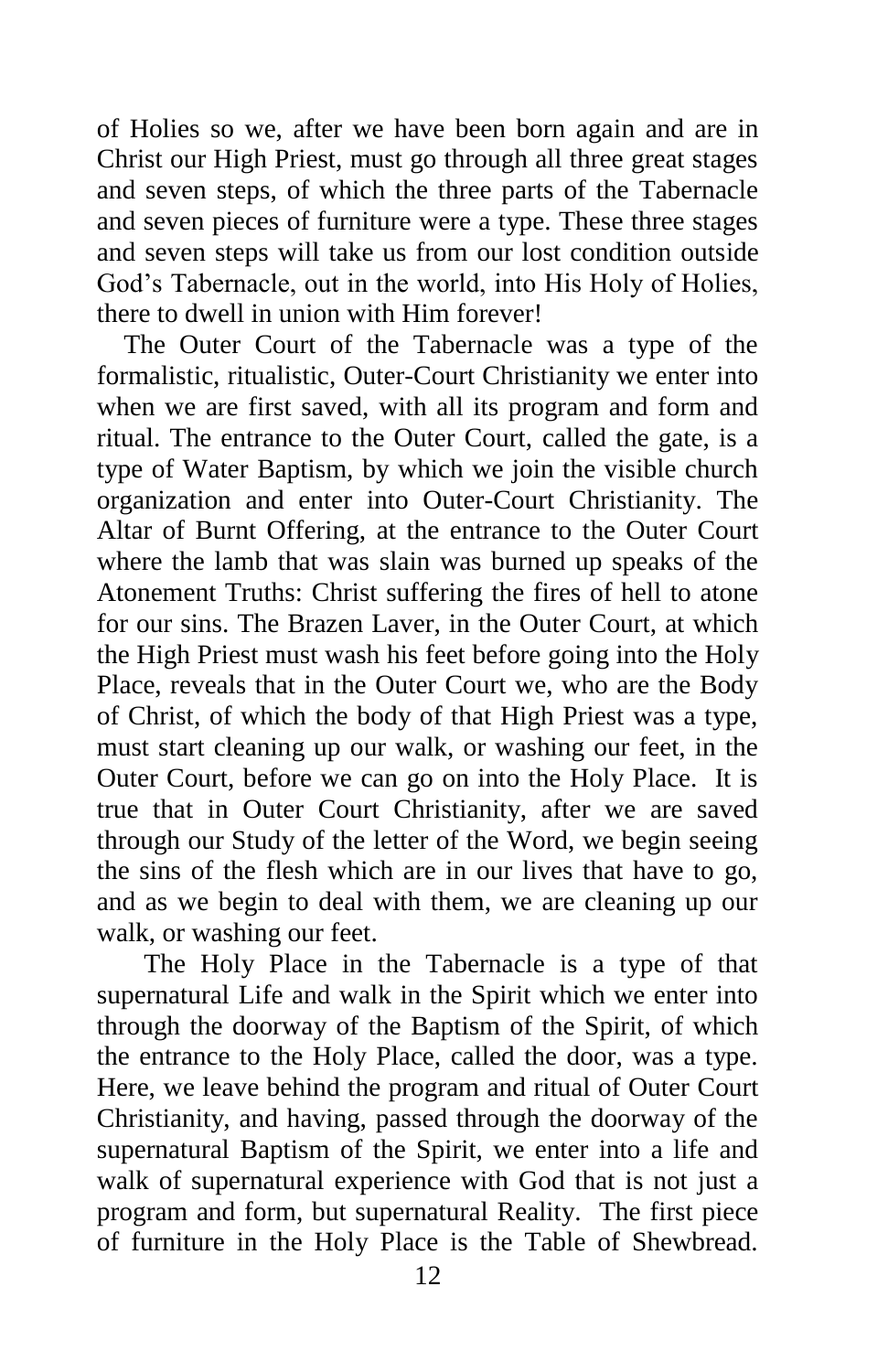of Holies so we, after we have been born again and are in Christ our High Priest, must go through all three great stages and seven steps, of which the three parts of the Tabernacle and seven pieces of furniture were a type. These three stages and seven steps will take us from our lost condition outside God's Tabernacle, out in the world, into His Holy of Holies, there to dwell in union with Him forever!

The Outer Court of the Tabernacle was a type of the formalistic, ritualistic, Outer-Court Christianity we enter into when we are first saved, with all its program and form and ritual. The entrance to the Outer Court, called the gate, is a type of Water Baptism, by which we join the visible church organization and enter into Outer-Court Christianity. The Altar of Burnt Offering, at the entrance to the Outer Court where the lamb that was slain was burned up speaks of the Atonement Truths: Christ suffering the fires of hell to atone for our sins. The Brazen Laver, in the Outer Court, at which the High Priest must wash his feet before going into the Holy Place, reveals that in the Outer Court we, who are the Body of Christ, of which the body of that High Priest was a type, must start cleaning up our walk, or washing our feet, in the Outer Court, before we can go on into the Holy Place. It is true that in Outer Court Christianity, after we are saved through our Study of the letter of the Word, we begin seeing the sins of the flesh which are in our lives that have to go, and as we begin to deal with them, we are cleaning up our walk, or washing our feet.

The Holy Place in the Tabernacle is a type of that supernatural Life and walk in the Spirit which we enter into through the doorway of the Baptism of the Spirit, of which the entrance to the Holy Place, called the door, was a type. Here, we leave behind the program and ritual of Outer Court Christianity, and having, passed through the doorway of the supernatural Baptism of the Spirit, we enter into a life and walk of supernatural experience with God that is not just a program and form, but supernatural Reality. The first piece of furniture in the Holy Place is the Table of Shewbread.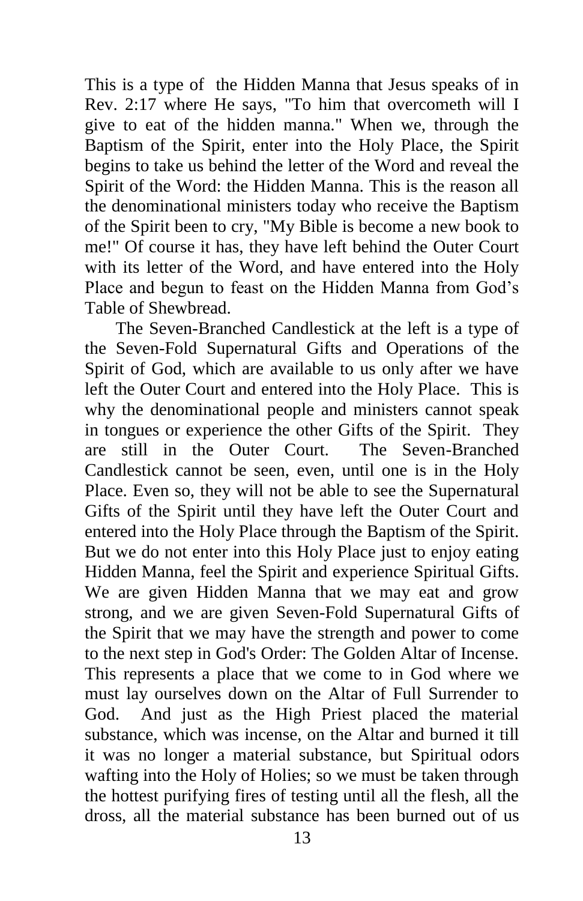This is a type of the Hidden Manna that Jesus speaks of in Rev. 2:17 where He says, "To him that overcometh will I give to eat of the hidden manna." When we, through the Baptism of the Spirit, enter into the Holy Place, the Spirit begins to take us behind the letter of the Word and reveal the Spirit of the Word: the Hidden Manna. This is the reason all the denominational ministers today who receive the Baptism of the Spirit been to cry, "My Bible is become a new book to me!" Of course it has, they have left behind the Outer Court with its letter of the Word, and have entered into the Holy Place and begun to feast on the Hidden Manna from God's Table of Shewbread.

The Seven-Branched Candlestick at the left is a type of the Seven-Fold Supernatural Gifts and Operations of the Spirit of God, which are available to us only after we have left the Outer Court and entered into the Holy Place. This is why the denominational people and ministers cannot speak in tongues or experience the other Gifts of the Spirit. They are still in the Outer Court. The Seven-Branched Candlestick cannot be seen, even, until one is in the Holy Place. Even so, they will not be able to see the Supernatural Gifts of the Spirit until they have left the Outer Court and entered into the Holy Place through the Baptism of the Spirit. But we do not enter into this Holy Place just to enjoy eating Hidden Manna, feel the Spirit and experience Spiritual Gifts. We are given Hidden Manna that we may eat and grow strong, and we are given Seven-Fold Supernatural Gifts of the Spirit that we may have the strength and power to come to the next step in God's Order: The Golden Altar of Incense. This represents a place that we come to in God where we must lay ourselves down on the Altar of Full Surrender to God. And just as the High Priest placed the material substance, which was incense, on the Altar and burned it till it was no longer a material substance, but Spiritual odors wafting into the Holy of Holies; so we must be taken through the hottest purifying fires of testing until all the flesh, all the dross, all the material substance has been burned out of us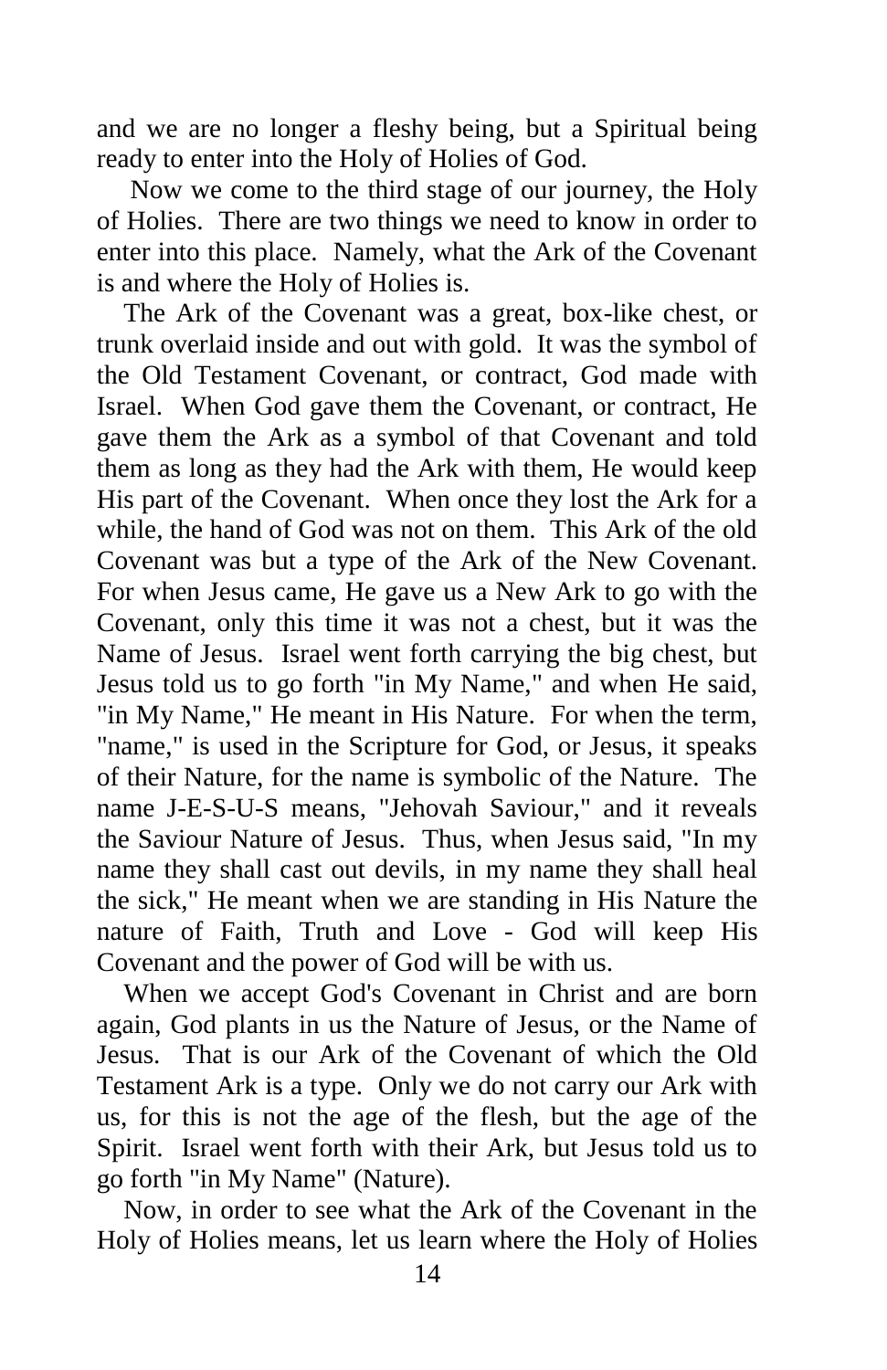and we are no longer a fleshy being, but a Spiritual being ready to enter into the Holy of Holies of God.

Now we come to the third stage of our journey, the Holy of Holies. There are two things we need to know in order to enter into this place. Namely, what the Ark of the Covenant is and where the Holy of Holies is.

The Ark of the Covenant was a great, box-like chest, or trunk overlaid inside and out with gold. It was the symbol of the Old Testament Covenant, or contract, God made with Israel. When God gave them the Covenant, or contract, He gave them the Ark as a symbol of that Covenant and told them as long as they had the Ark with them, He would keep His part of the Covenant. When once they lost the Ark for a while, the hand of God was not on them. This Ark of the old Covenant was but a type of the Ark of the New Covenant. For when Jesus came, He gave us a New Ark to go with the Covenant, only this time it was not a chest, but it was the Name of Jesus. Israel went forth carrying the big chest, but Jesus told us to go forth "in My Name," and when He said, "in My Name," He meant in His Nature. For when the term, "name," is used in the Scripture for God, or Jesus, it speaks of their Nature, for the name is symbolic of the Nature. The name J-E-S-U-S means, "Jehovah Saviour," and it reveals the Saviour Nature of Jesus. Thus, when Jesus said, "In my name they shall cast out devils, in my name they shall heal the sick," He meant when we are standing in His Nature the nature of Faith, Truth and Love - God will keep His Covenant and the power of God will be with us.

When we accept God's Covenant in Christ and are born again, God plants in us the Nature of Jesus, or the Name of Jesus. That is our Ark of the Covenant of which the Old Testament Ark is a type. Only we do not carry our Ark with us, for this is not the age of the flesh, but the age of the Spirit. Israel went forth with their Ark, but Jesus told us to go forth "in My Name" (Nature).

Now, in order to see what the Ark of the Covenant in the Holy of Holies means, let us learn where the Holy of Holies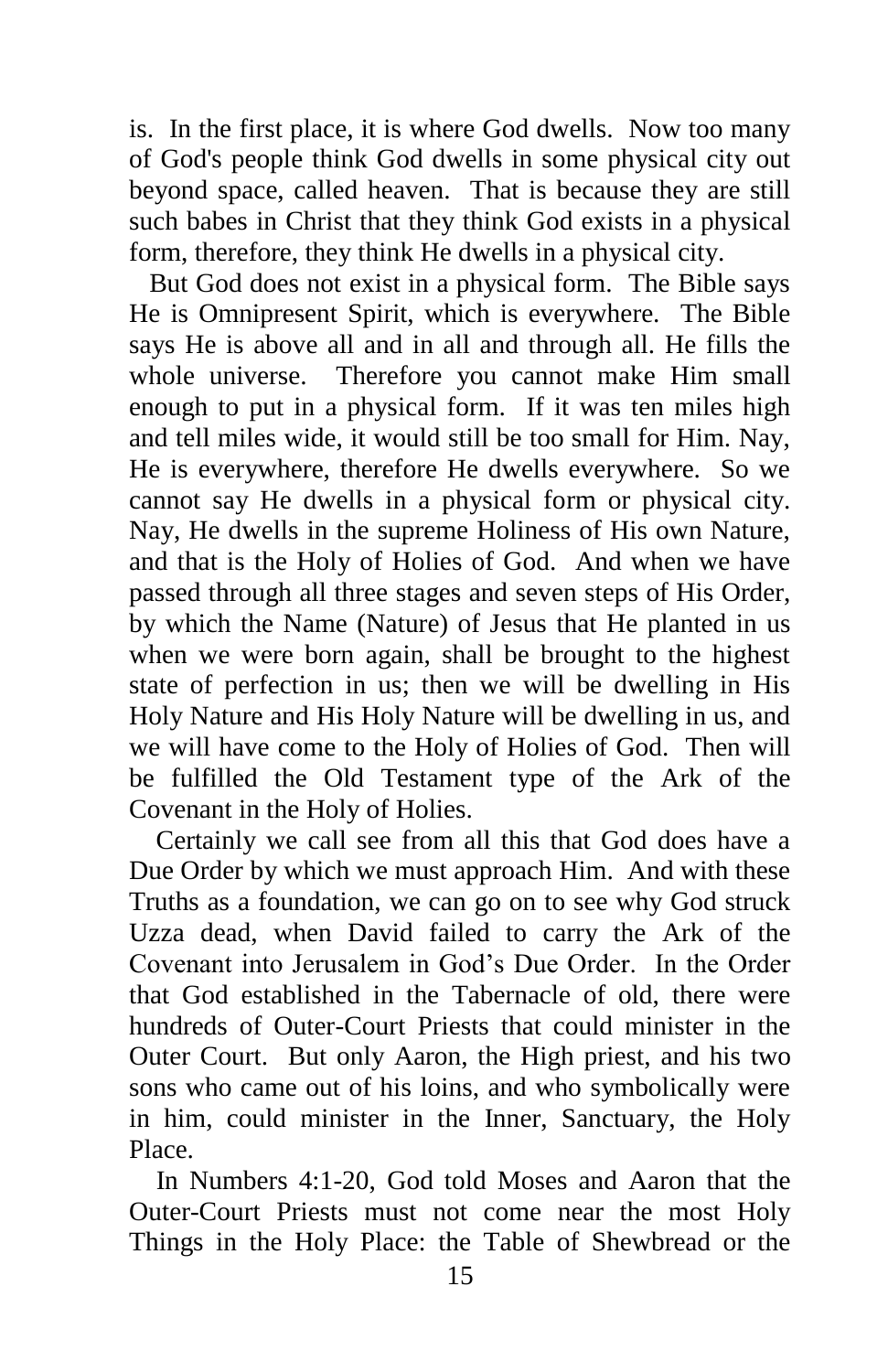is. In the first place, it is where God dwells. Now too many of God's people think God dwells in some physical city out beyond space, called heaven. That is because they are still such babes in Christ that they think God exists in a physical form, therefore, they think He dwells in a physical city.

But God does not exist in a physical form. The Bible says He is Omnipresent Spirit, which is everywhere. The Bible says He is above all and in all and through all. He fills the whole universe. Therefore you cannot make Him small enough to put in a physical form. If it was ten miles high and tell miles wide, it would still be too small for Him. Nay, He is everywhere, therefore He dwells everywhere. So we cannot say He dwells in a physical form or physical city. Nay, He dwells in the supreme Holiness of His own Nature, and that is the Holy of Holies of God. And when we have passed through all three stages and seven steps of His Order, by which the Name (Nature) of Jesus that He planted in us when we were born again, shall be brought to the highest state of perfection in us; then we will be dwelling in His Holy Nature and His Holy Nature will be dwelling in us, and we will have come to the Holy of Holies of God. Then will be fulfilled the Old Testament type of the Ark of the Covenant in the Holy of Holies.

Certainly we call see from all this that God does have a Due Order by which we must approach Him. And with these Truths as a foundation, we can go on to see why God struck Uzza dead, when David failed to carry the Ark of the Covenant into Jerusalem in God's Due Order. In the Order that God established in the Tabernacle of old, there were hundreds of Outer-Court Priests that could minister in the Outer Court. But only Aaron, the High priest, and his two sons who came out of his loins, and who symbolically were in him, could minister in the Inner, Sanctuary, the Holy Place.

In Numbers 4:1-20, God told Moses and Aaron that the Outer-Court Priests must not come near the most Holy Things in the Holy Place: the Table of Shewbread or the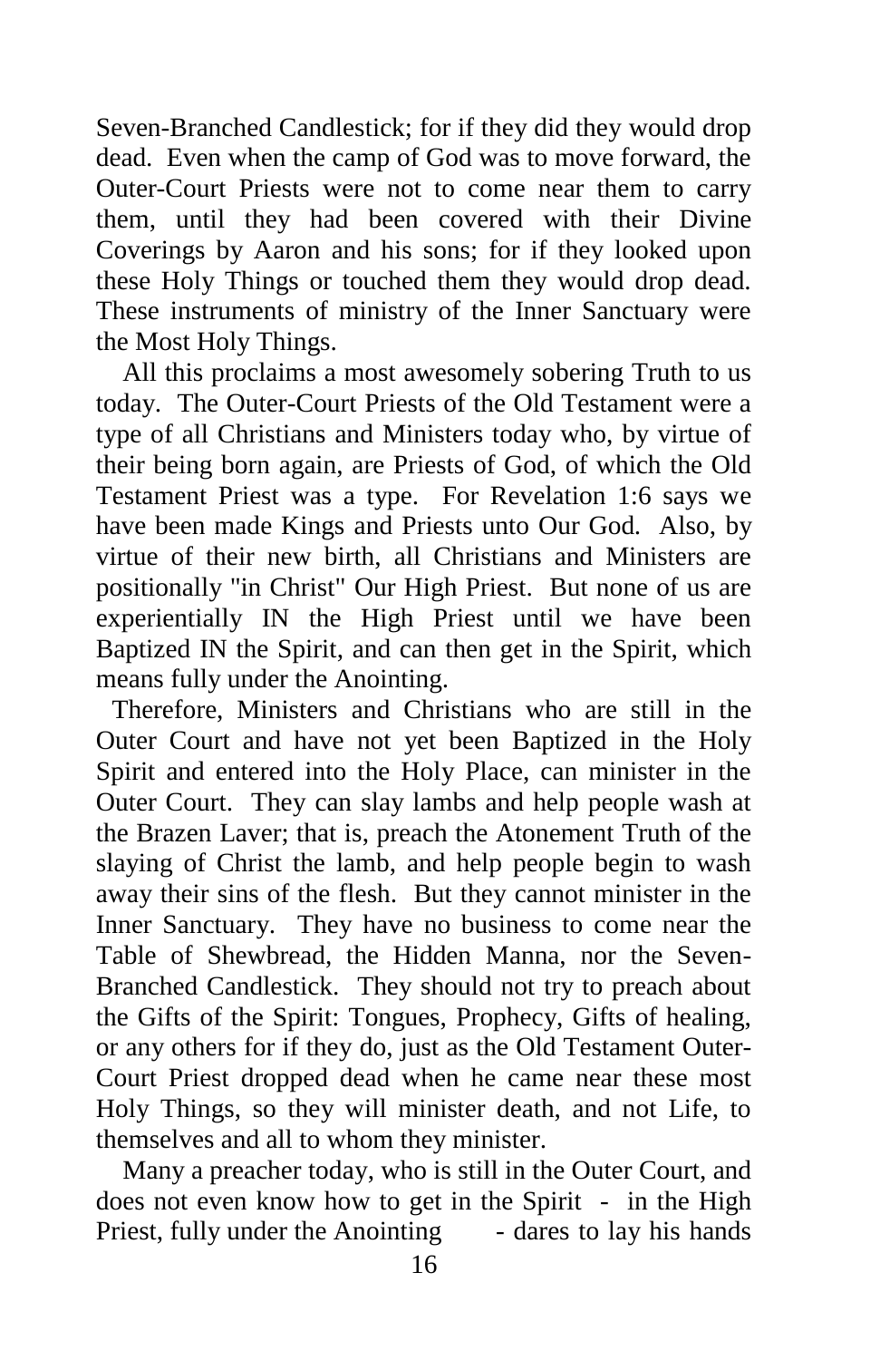Seven-Branched Candlestick; for if they did they would drop dead. Even when the camp of God was to move forward, the Outer-Court Priests were not to come near them to carry them, until they had been covered with their Divine Coverings by Aaron and his sons; for if they looked upon these Holy Things or touched them they would drop dead. These instruments of ministry of the Inner Sanctuary were the Most Holy Things.

All this proclaims a most awesomely sobering Truth to us today. The Outer-Court Priests of the Old Testament were a type of all Christians and Ministers today who, by virtue of their being born again, are Priests of God, of which the Old Testament Priest was a type. For Revelation 1:6 says we have been made Kings and Priests unto Our God. Also, by virtue of their new birth, all Christians and Ministers are positionally "in Christ" Our High Priest. But none of us are experientially IN the High Priest until we have been Baptized IN the Spirit, and can then get in the Spirit, which means fully under the Anointing.

Therefore, Ministers and Christians who are still in the Outer Court and have not yet been Baptized in the Holy Spirit and entered into the Holy Place, can minister in the Outer Court. They can slay lambs and help people wash at the Brazen Laver; that is, preach the Atonement Truth of the slaying of Christ the lamb, and help people begin to wash away their sins of the flesh. But they cannot minister in the Inner Sanctuary. They have no business to come near the Table of Shewbread, the Hidden Manna, nor the Seven-Branched Candlestick. They should not try to preach about the Gifts of the Spirit: Tongues, Prophecy, Gifts of healing, or any others for if they do, just as the Old Testament Outer-Court Priest dropped dead when he came near these most Holy Things, so they will minister death, and not Life, to themselves and all to whom they minister.

Many a preacher today, who is still in the Outer Court, and does not even know how to get in the Spirit - in the High Priest, fully under the Anointing - dares to lay his hands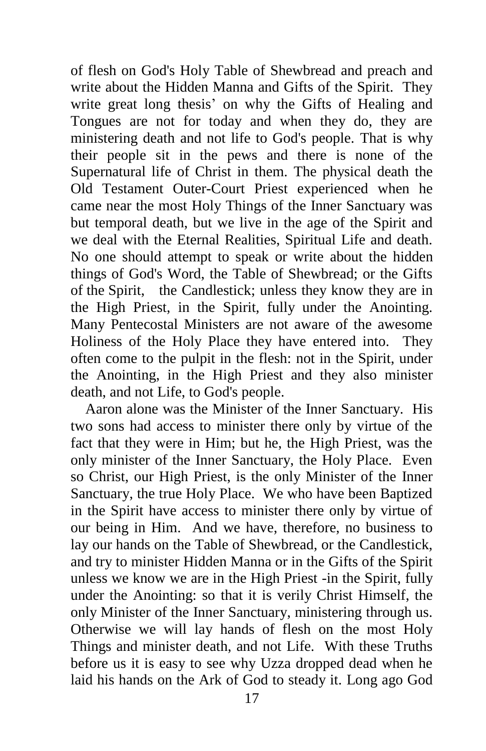of flesh on God's Holy Table of Shewbread and preach and write about the Hidden Manna and Gifts of the Spirit. They write great long thesis' on why the Gifts of Healing and Tongues are not for today and when they do, they are ministering death and not life to God's people. That is why their people sit in the pews and there is none of the Supernatural life of Christ in them. The physical death the Old Testament Outer-Court Priest experienced when he came near the most Holy Things of the Inner Sanctuary was but temporal death, but we live in the age of the Spirit and we deal with the Eternal Realities, Spiritual Life and death. No one should attempt to speak or write about the hidden things of God's Word, the Table of Shewbread; or the Gifts of the Spirit, the Candlestick; unless they know they are in the High Priest, in the Spirit, fully under the Anointing. Many Pentecostal Ministers are not aware of the awesome Holiness of the Holy Place they have entered into. They often come to the pulpit in the flesh: not in the Spirit, under the Anointing, in the High Priest and they also minister death, and not Life, to God's people.

Aaron alone was the Minister of the Inner Sanctuary. His two sons had access to minister there only by virtue of the fact that they were in Him; but he, the High Priest, was the only minister of the Inner Sanctuary, the Holy Place. Even so Christ, our High Priest, is the only Minister of the Inner Sanctuary, the true Holy Place. We who have been Baptized in the Spirit have access to minister there only by virtue of our being in Him. And we have, therefore, no business to lay our hands on the Table of Shewbread, or the Candlestick, and try to minister Hidden Manna or in the Gifts of the Spirit unless we know we are in the High Priest -in the Spirit, fully under the Anointing: so that it is verily Christ Himself, the only Minister of the Inner Sanctuary, ministering through us. Otherwise we will lay hands of flesh on the most Holy Things and minister death, and not Life. With these Truths before us it is easy to see why Uzza dropped dead when he laid his hands on the Ark of God to steady it. Long ago God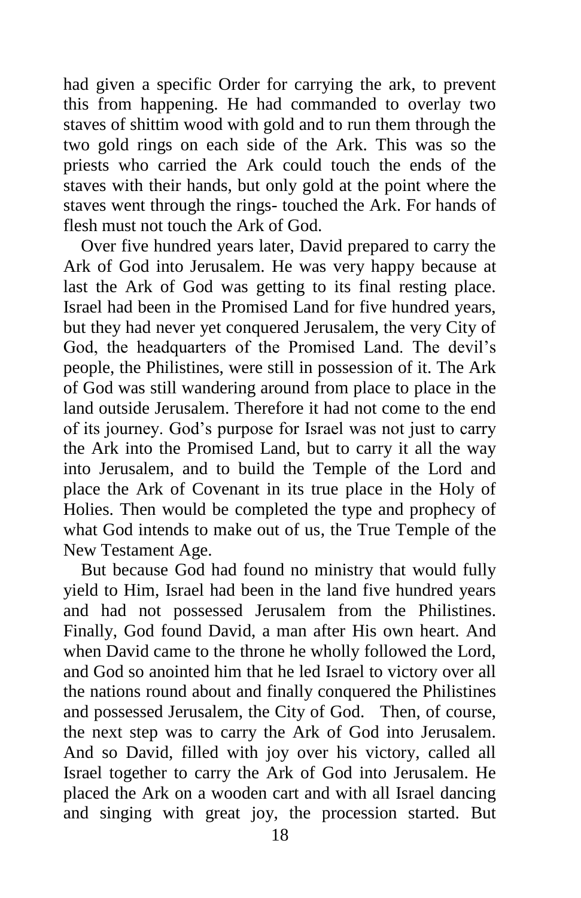had given a specific Order for carrying the ark, to prevent this from happening. He had commanded to overlay two staves of shittim wood with gold and to run them through the two gold rings on each side of the Ark. This was so the priests who carried the Ark could touch the ends of the staves with their hands, but only gold at the point where the staves went through the rings- touched the Ark. For hands of flesh must not touch the Ark of God.

Over five hundred years later, David prepared to carry the Ark of God into Jerusalem. He was very happy because at last the Ark of God was getting to its final resting place. Israel had been in the Promised Land for five hundred years, but they had never yet conquered Jerusalem, the very City of God, the headquarters of the Promised Land. The devil's people, the Philistines, were still in possession of it. The Ark of God was still wandering around from place to place in the land outside Jerusalem. Therefore it had not come to the end of its journey. God's purpose for Israel was not just to carry the Ark into the Promised Land, but to carry it all the way into Jerusalem, and to build the Temple of the Lord and place the Ark of Covenant in its true place in the Holy of Holies. Then would be completed the type and prophecy of what God intends to make out of us, the True Temple of the New Testament Age.

But because God had found no ministry that would fully yield to Him, Israel had been in the land five hundred years and had not possessed Jerusalem from the Philistines. Finally, God found David, a man after His own heart. And when David came to the throne he wholly followed the Lord, and God so anointed him that he led Israel to victory over all the nations round about and finally conquered the Philistines and possessed Jerusalem, the City of God. Then, of course, the next step was to carry the Ark of God into Jerusalem. And so David, filled with joy over his victory, called all Israel together to carry the Ark of God into Jerusalem. He placed the Ark on a wooden cart and with all Israel dancing and singing with great joy, the procession started. But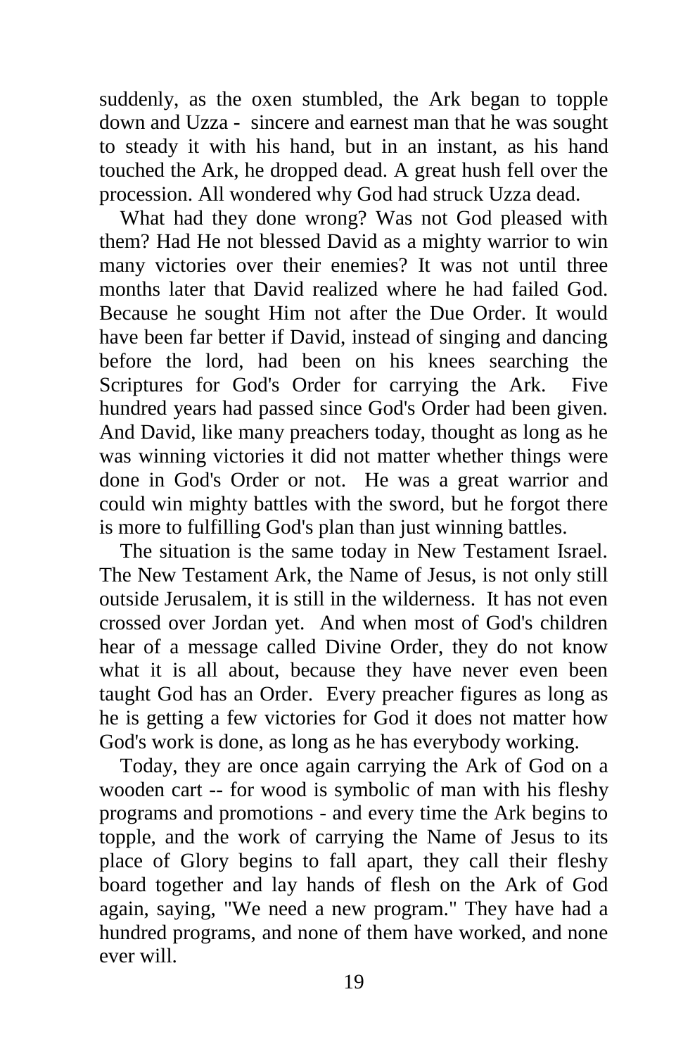suddenly, as the oxen stumbled, the Ark began to topple down and Uzza - sincere and earnest man that he was sought to steady it with his hand, but in an instant, as his hand touched the Ark, he dropped dead. A great hush fell over the procession. All wondered why God had struck Uzza dead.

What had they done wrong? Was not God pleased with them? Had He not blessed David as a mighty warrior to win many victories over their enemies? It was not until three months later that David realized where he had failed God. Because he sought Him not after the Due Order. It would have been far better if David, instead of singing and dancing before the lord, had been on his knees searching the Scriptures for God's Order for carrying the Ark. Five hundred years had passed since God's Order had been given. And David, like many preachers today, thought as long as he was winning victories it did not matter whether things were done in God's Order or not. He was a great warrior and could win mighty battles with the sword, but he forgot there is more to fulfilling God's plan than just winning battles.

The situation is the same today in New Testament Israel. The New Testament Ark, the Name of Jesus, is not only still outside Jerusalem, it is still in the wilderness. It has not even crossed over Jordan yet. And when most of God's children hear of a message called Divine Order, they do not know what it is all about, because they have never even been taught God has an Order. Every preacher figures as long as he is getting a few victories for God it does not matter how God's work is done, as long as he has everybody working.

Today, they are once again carrying the Ark of God on a wooden cart -- for wood is symbolic of man with his fleshy programs and promotions - and every time the Ark begins to topple, and the work of carrying the Name of Jesus to its place of Glory begins to fall apart, they call their fleshy board together and lay hands of flesh on the Ark of God again, saying, "We need a new program." They have had a hundred programs, and none of them have worked, and none ever will.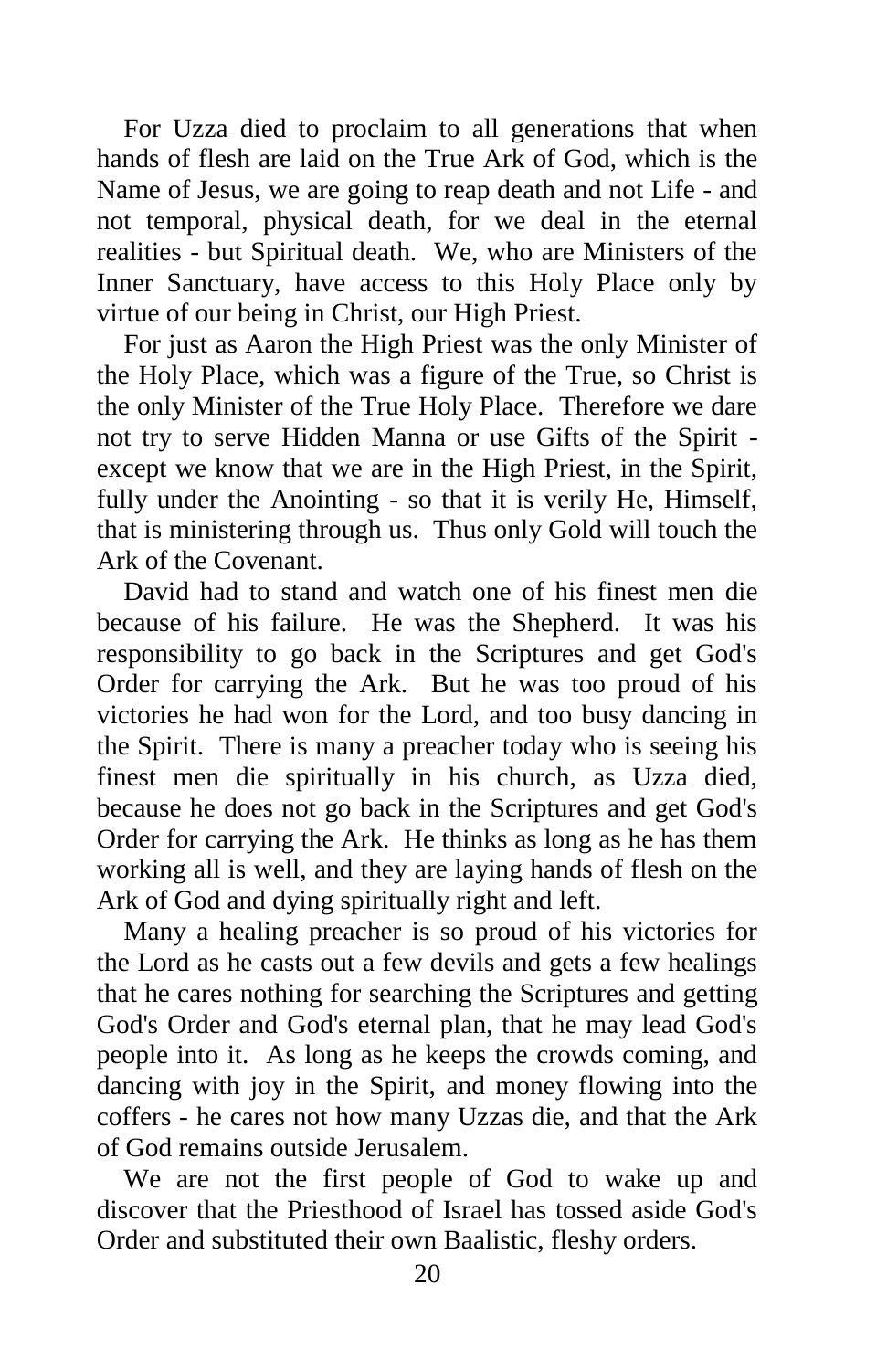For Uzza died to proclaim to all generations that when hands of flesh are laid on the True Ark of God, which is the Name of Jesus, we are going to reap death and not Life - and not temporal, physical death, for we deal in the eternal realities - but Spiritual death. We, who are Ministers of the Inner Sanctuary, have access to this Holy Place only by virtue of our being in Christ, our High Priest.

For just as Aaron the High Priest was the only Minister of the Holy Place, which was a figure of the True, so Christ is the only Minister of the True Holy Place. Therefore we dare not try to serve Hidden Manna or use Gifts of the Spirit - except we know that we are in the High Priest, in the Spirit, fully under the Anointing - so that it is verily He, Himself, that is ministering through us. Thus only Gold will touch the Ark of the Covenant.

David had to stand and watch one of his finest men die because of his failure. He was the Shepherd. It was his responsibility to go back in the Scriptures and get God's Order for carrying the Ark. But he was too proud of his victories he had won for the Lord, and too busy dancing in the Spirit. There is many a preacher today who is seeing his finest men die spiritually in his church, as Uzza died, because he does not go back in the Scriptures and get God's Order for carrying the Ark. He thinks as long as he has them working all is well, and they are laying hands of flesh on the Ark of God and dying spiritually right and left.

Many a healing preacher is so proud of his victories for the Lord as he casts out a few devils and gets a few healings that he cares nothing for searching the Scriptures and getting God's Order and God's eternal plan, that he may lead God's people into it. As long as he keeps the crowds coming, and dancing with joy in the Spirit, and money flowing into the coffers - he cares not how many Uzzas die, and that the Ark of God remains outside Jerusalem.

We are not the first people of God to wake up and discover that the Priesthood of Israel has tossed aside God's Order and substituted their own Baalistic, fleshy orders.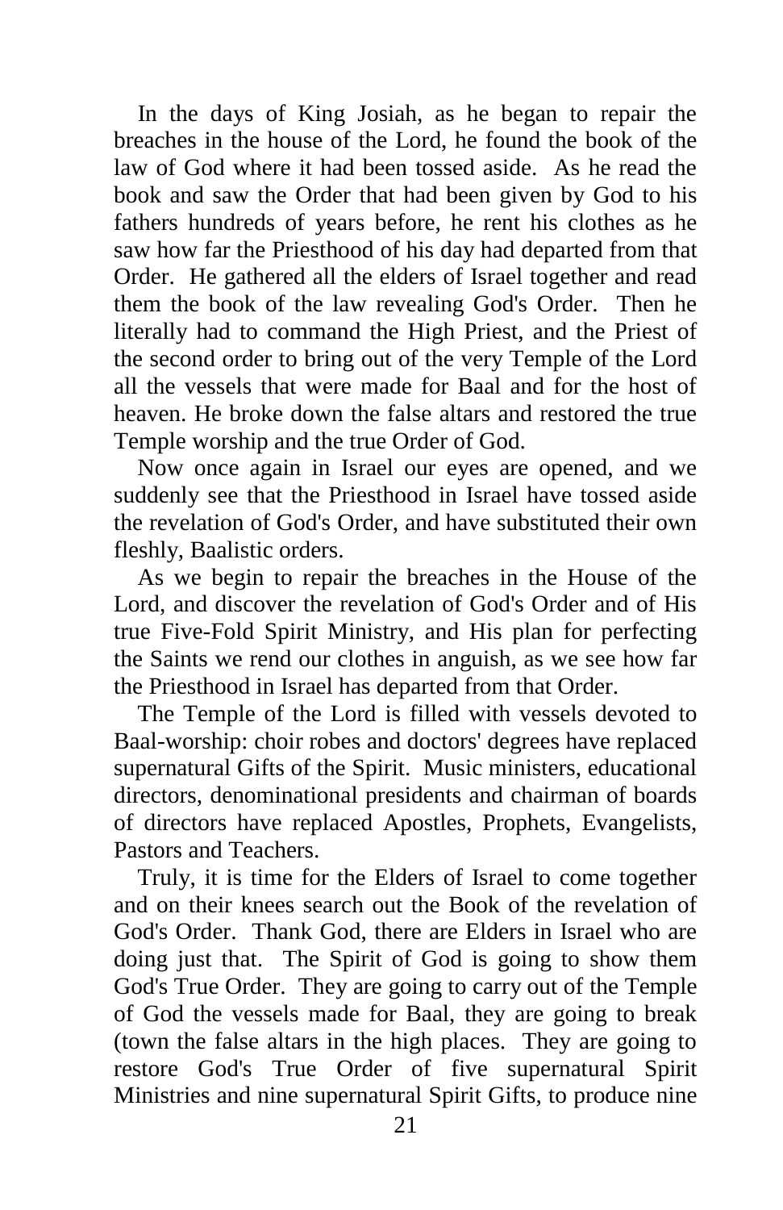In the days of King Josiah, as he began to repair the breaches in the house of the Lord, he found the book of the law of God where it had been tossed aside. As he read the book and saw the Order that had been given by God to his fathers hundreds of years before, he rent his clothes as he saw how far the Priesthood of his day had departed from that Order. He gathered all the elders of Israel together and read them the book of the law revealing God's Order. Then he literally had to command the High Priest, and the Priest of the second order to bring out of the very Temple of the Lord all the vessels that were made for Baal and for the host of heaven. He broke down the false altars and restored the true Temple worship and the true Order of God.

Now once again in Israel our eyes are opened, and we suddenly see that the Priesthood in Israel have tossed aside the revelation of God's Order, and have substituted their own fleshly, Baalistic orders.

As we begin to repair the breaches in the House of the Lord, and discover the revelation of God's Order and of His true Five-Fold Spirit Ministry, and His plan for perfecting the Saints we rend our clothes in anguish, as we see how far the Priesthood in Israel has departed from that Order.

The Temple of the Lord is filled with vessels devoted to Baal-worship: choir robes and doctors' degrees have replaced supernatural Gifts of the Spirit. Music ministers, educational directors, denominational presidents and chairman of boards of directors have replaced Apostles, Prophets, Evangelists, Pastors and Teachers.

Truly, it is time for the Elders of Israel to come together and on their knees search out the Book of the revelation of God's Order. Thank God, there are Elders in Israel who are doing just that. The Spirit of God is going to show them God's True Order. They are going to carry out of the Temple of God the vessels made for Baal, they are going to break (town the false altars in the high places. They are going to restore God's True Order of five supernatural Spirit Ministries and nine supernatural Spirit Gifts, to produce nine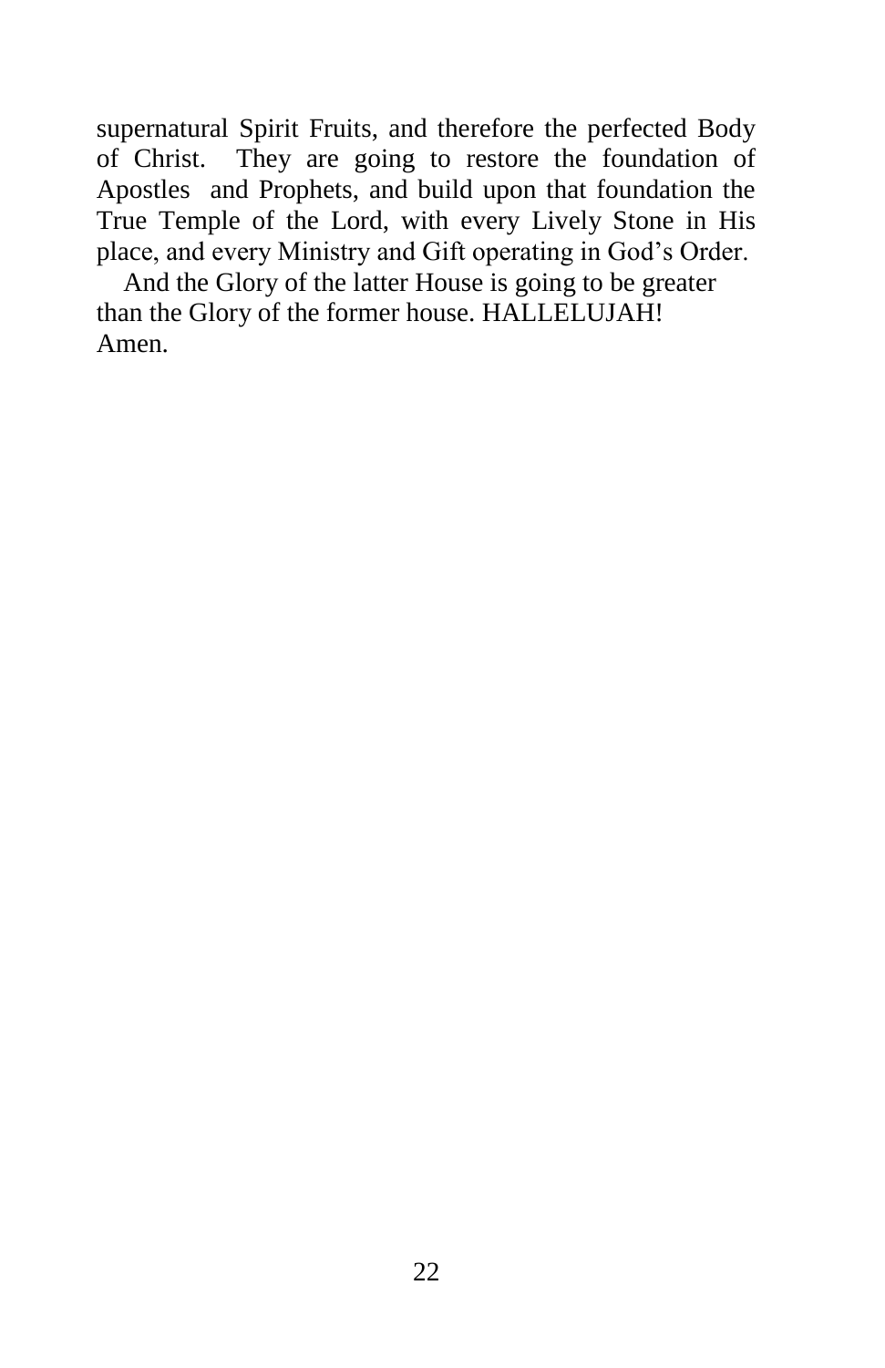supernatural Spirit Fruits, and therefore the perfected Body of Christ. They are going to restore the foundation of Apostles and Prophets, and build upon that foundation the True Temple of the Lord, with every Lively Stone in His place, and every Ministry and Gift operating in God's Order.

And the Glory of the latter House is going to be greater than the Glory of the former house. HALLELUJAH! Amen.